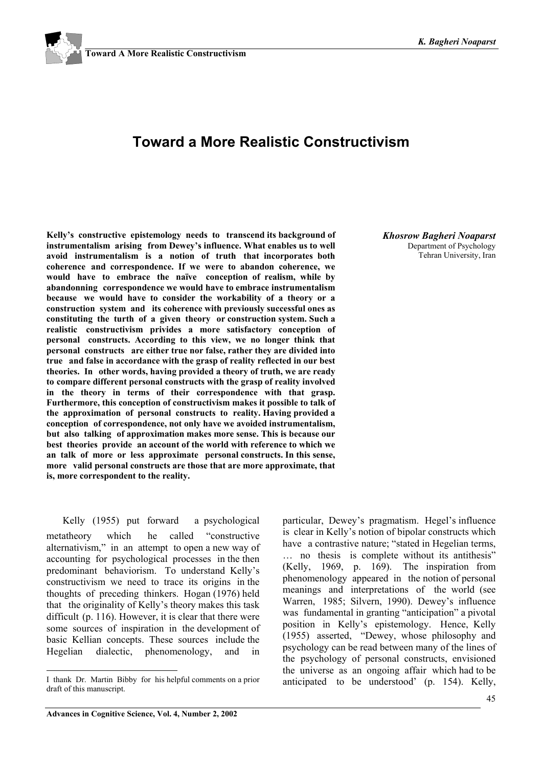# Toward a More Realistic Constructivism

**Khosrow Bagheri Noaparst**
Department of Psychology
Tehran University, Iran

**Kelly's constructive epistemology needs to transcend its background of instrumentalism arising from Dewey's influence. What enables us to well avoid instrumentalism is a notion of truth that incorporates both coherence and correspondence. If we were to abandon coherence, we would have to embrace the naïve conception of realism, while by abandonning correspondence we would have to embrace instrumentalism because we would have to consider the workability of a theory or a construction system and its coherence with previously successful ones as constituting the turth of a given theory or construction system. Such a realistic constructivism privides a more satisfactory conception of personal constructs. According to this view, we no longer think that personal constructs are either true nor false, rather they are divided into true and false in accordance with the grasp of reality reflected in our best theories. In other words, having provided a theory of truth, we are ready to compare different personal constructs with the grasp of reality involved in the theory in terms of their correspondence with that grasp. Furthermore, this conception of constructivism makes it possible to talk of the approximation of personal constructs to reality. Having provided a conception of correspondence, not only have we avoided instrumentalism, but also talking of approximation makes more sense. This is because our best theories provide an account of the world with reference to which we an talk of more or less approximate personal constructs. In this sense, more valid personal constructs are those that are more approximate, that is, more correspondent to the reality.**

Kelly (1955) put forward a psychological metatheory which he called "constructive alternativism," in an attempt to open a new way of accounting for psychological processes in the then predominant behaviorism. To understand Kelly's constructivism we need to trace its origins in the thoughts of preceding thinkers. Hogan (1976) held that the originality of Kelly's theory makes this task difficult (p. 116). However, it is clear that there were some sources of inspiration in the development of basic Kellian concepts. These sources include the Hegelian dialectic, phenomenology, and in particular, Dewey's pragmatism. Hegel's influence is clear in Kelly's notion of bipolar constructs which have a contrastive nature; "stated in Hegelian terms, … no thesis is complete without its antithesis" (Kelly, 1969, p. 169). The inspiration from phenomenology appeared in the notion of personal meanings and interpretations of the world (see Warren, 1985; Silvern, 1990). Dewey's influence was fundamental in granting "anticipation" a pivotal position in Kelly's epistemology. Hence, Kelly (1955) asserted, "Dewey, whose philosophy and psychology can be read between many of the lines of the psychology of personal constructs, envisioned the universe as an ongoing affair which had to be anticipated to be understood' (p. 154). Kelly,

I thank Dr. Martin Bibby for his helpful comments on a prior draft of this manuscript.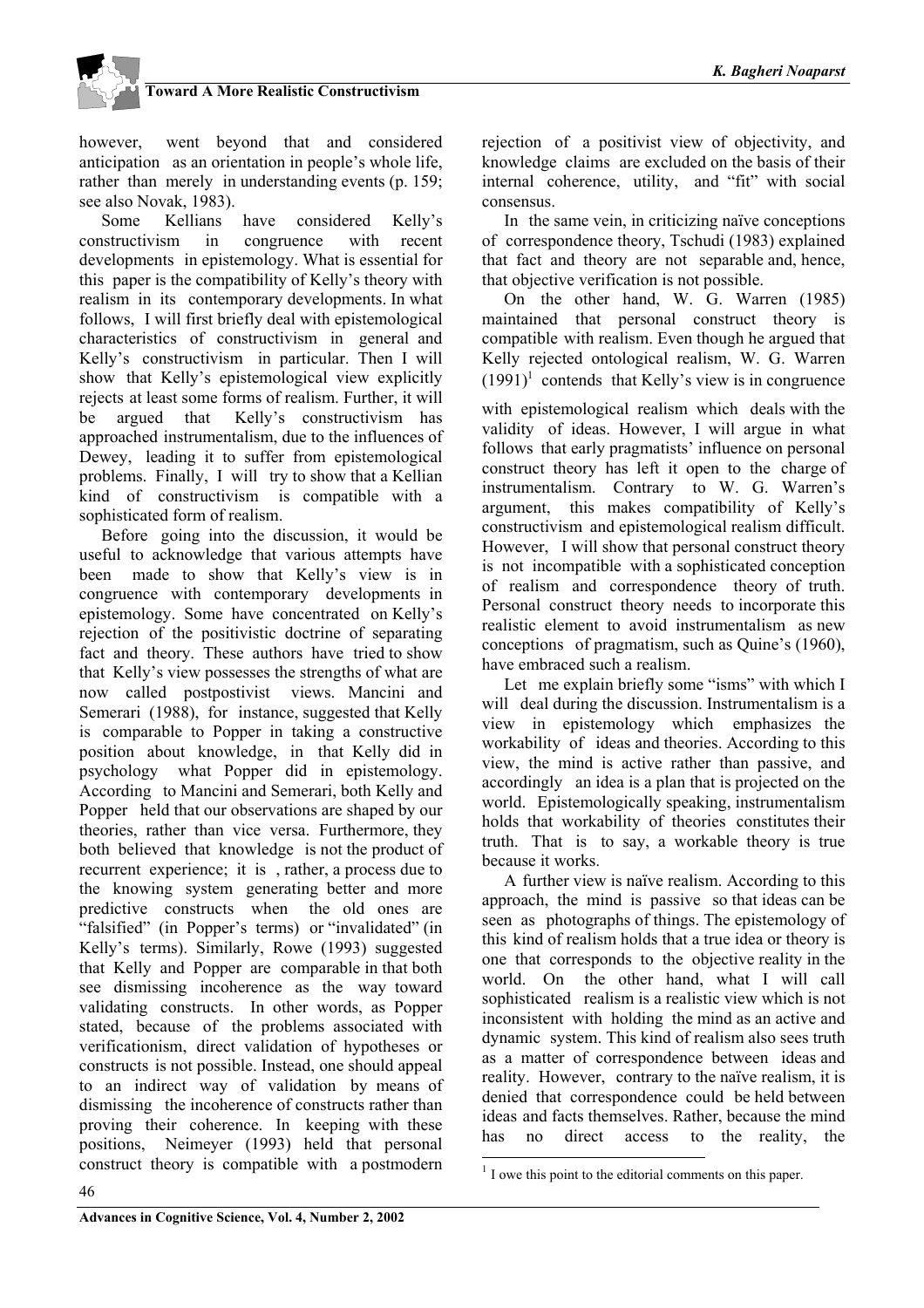however, went beyond that and considered anticipation as an orientation in people's whole life, rather than merely in understanding events (p. 159; see also Novak, 1983).

Some Kellians have considered Kelly's constructivism in congruence with recent developments in epistemology. What is essential for this paper is the compatibility of Kelly's theory with realism in its contemporary developments. In what follows, I will first briefly deal with epistemological characteristics of constructivism in general and Kelly's constructivism in particular. Then I will show that Kelly's epistemological view explicitly rejects at least some forms of realism. Further, it will be argued that Kelly's constructivism has approached instrumentalism, due to the influences of Dewey, leading it to suffer from epistemological problems. Finally, I will try to show that a Kellian kind of constructivism is compatible with a sophisticated form of realism.

Before going into the discussion, it would be useful to acknowledge that various attempts have been made to show that Kelly's view is in congruence with contemporary developments in epistemology. Some have concentrated on Kelly's rejection of the positivistic doctrine of separating fact and theory. These authors have tried to show that Kelly's view possesses the strengths of what are now called postpostivist views. Mancini and Semerari (1988), for instance, suggested that Kelly is comparable to Popper in taking a constructive position about knowledge, in that Kelly did in psychology what Popper did in epistemology. According to Mancini and Semerari, both Kelly and Popper held that our observations are shaped by our theories, rather than vice versa. Furthermore, they both believed that knowledge is not the product of recurrent experience; it is , rather, a process due to the knowing system generating better and more predictive constructs when the old ones are "falsified" (in Popper's terms) or "invalidated" (in Kelly's terms). Similarly, Rowe (1993) suggested that Kelly and Popper are comparable in that both see dismissing incoherence as the way toward validating constructs. In other words, as Popper stated, because of the problems associated with verificationism, direct validation of hypotheses or constructs is not possible. Instead, one should appeal to an indirect way of validation by means of dismissing the incoherence of constructs rather than proving their coherence. In keeping with these positions, Neimeyer (1993) held that personal construct theory is compatible with a postmodern rejection of a positivist view of objectivity, and knowledge claims are excluded on the basis of their internal coherence, utility, and "fit" with social consensus.

In the same vein, in criticizing naïve conceptions of correspondence theory, Tschudi (1983) explained that fact and theory are not separable and, hence, that objective verification is not possible.

On the other hand, W. G. Warren (1985) maintained that personal construct theory is compatible with realism. Even though he argued that Kelly rejected ontological realism, W. G. Warren (1991)[1] contends that Kelly's view is in congruence with epistemological realism which deals with the validity of ideas. However, I will argue in what follows that early pragmatists' influence on personal construct theory has left it open to the charge of instrumentalism. Contrary to W. G. Warren's argument, this makes compatibility of Kelly's constructivism and epistemological realism difficult. However, I will show that personal construct theory is not incompatible with a sophisticated conception of realism and correspondence theory of truth. Personal construct theory needs to incorporate this realistic element to avoid instrumentalism as new conceptions of pragmatism, such as Quine's (1960), have embraced such a realism.

Let me explain briefly some "isms" with which I will deal during the discussion. Instrumentalism is a view in epistemology which emphasizes the workability of ideas and theories. According to this view, the mind is active rather than passive, and accordingly an idea is a plan that is projected on the world. Epistemologically speaking, instrumentalism holds that workability of theories constitutes their truth. That is to say, a workable theory is true because it works.

A further view is naïve realism. According to this approach, the mind is passive so that ideas can be seen as photographs of things. The epistemology of this kind of realism holds that a true idea or theory is one that corresponds to the objective reality in the world. On the other hand, what I will call sophisticated realism is a realistic view which is not inconsistent with holding the mind as an active and dynamic system. This kind of realism also sees truth as a matter of correspondence between ideas and reality. However, contrary to the naïve realism, it is denied that correspondence could be held between ideas and facts themselves. Rather, because the mind has no direct access to the reality, the

[1] I owe this point to the editorial comments on this paper.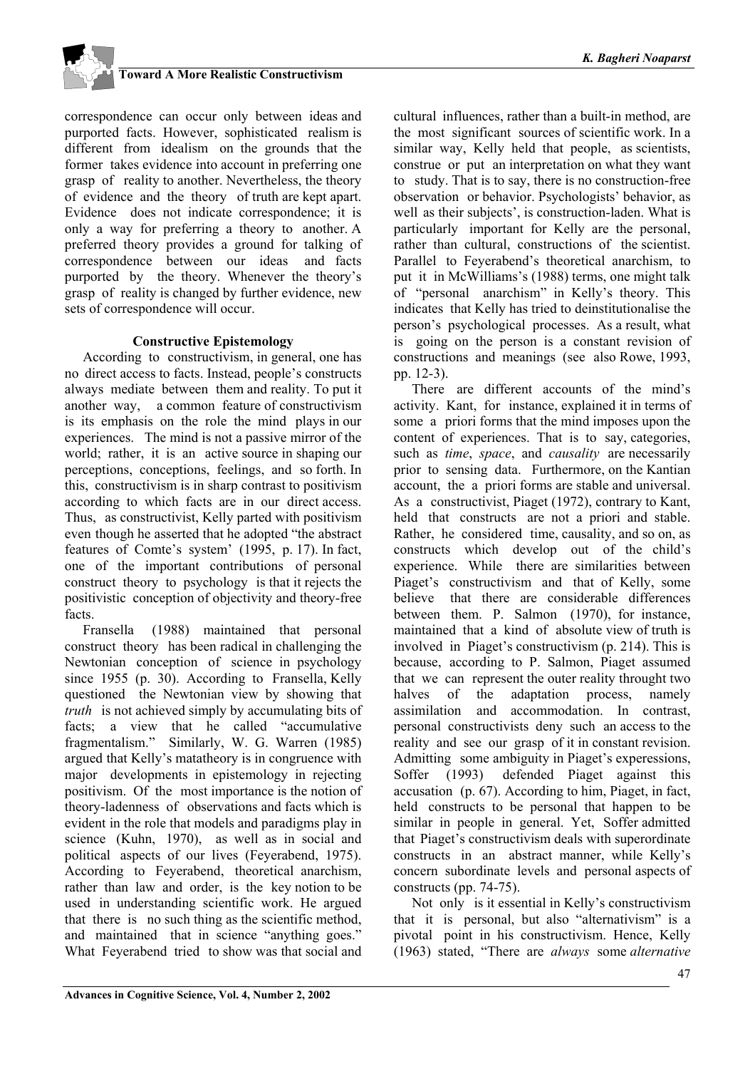correspondence can occur only between ideas and purported facts. However, sophisticated realism is different from idealism on the grounds that the former takes evidence into account in preferring one grasp of reality to another. Nevertheless, the theory of evidence and the theory of truth are kept apart. Evidence does not indicate correspondence; it is only a way for preferring a theory to another. A preferred theory provides a ground for talking of correspondence between our ideas and facts purported by the theory. Whenever the theory's grasp of reality is changed by further evidence, new sets of correspondence will occur.

### Constructive Epistemology

According to constructivism, in general, one has no direct access to facts. Instead, people's constructs always mediate between them and reality. To put it another way, a common feature of constructivism is its emphasis on the role the mind plays in our experiences. The mind is not a passive mirror of the world; rather, it is an active source in shaping our perceptions, conceptions, feelings, and so forth. In this, constructivism is in sharp contrast to positivism according to which facts are in our direct access. Thus, as constructivist, Kelly parted with positivism even though he asserted that he adopted "the abstract features of Comte's system' (1995, p. 17). In fact, one of the important contributions of personal construct theory to psychology is that it rejects the positivistic conception of objectivity and theory-free facts.

Fransella (1988) maintained that personal construct theory has been radical in challenging the Newtonian conception of science in psychology since 1955 (p. 30). According to Fransella, Kelly questioned the Newtonian view by showing that *truth* is not achieved simply by accumulating bits of facts; a view that he called "accumulative fragmentalism." Similarly, W. G. Warren (1985) argued that Kelly's matatheory is in congruence with major developments in epistemology in rejecting positivism. Of the most importance is the notion of theory-ladenness of observations and facts which is evident in the role that models and paradigms play in science (Kuhn, 1970), as well as in social and political aspects of our lives (Feyerabend, 1975). According to Feyerabend, theoretical anarchism, rather than law and order, is the key notion to be used in understanding scientific work. He argued that there is no such thing as the scientific method, and maintained that in science "anything goes." What Feyerabend tried to show was that social and cultural influences, rather than a built-in method, are the most significant sources of scientific work. In a similar way, Kelly held that people, as scientists, construe or put an interpretation on what they want to study. That is to say, there is no construction-free observation or behavior. Psychologists' behavior, as well as their subjects', is construction-laden. What is particularly important for Kelly are the personal, rather than cultural, constructions of the scientist. Parallel to Feyerabend's theoretical anarchism, to put it in McWilliams's (1988) terms, one might talk of "personal anarchism" in Kelly's theory. This indicates that Kelly has tried to deinstitutionalise the person's psychological processes. As a result, what is going on the person is a constant revision of constructions and meanings (see also Rowe, 1993, pp. 12-3).

There are different accounts of the mind's activity. Kant, for instance, explained it in terms of some a priori forms that the mind imposes upon the content of experiences. That is to say, categories, such as *time*, *space*, and *causality* are necessarily prior to sensing data. Furthermore, on the Kantian account, the a priori forms are stable and universal. As a constructivist, Piaget (1972), contrary to Kant, held that constructs are not a priori and stable. Rather, he considered time, causality, and so on, as constructs which develop out of the child's experience. While there are similarities between Piaget's constructivism and that of Kelly, some believe that there are considerable differences between them. P. Salmon (1970), for instance, maintained that a kind of absolute view of truth is involved in Piaget's constructivism (p. 214). This is because, according to P. Salmon, Piaget assumed that we can represent the outer reality throught two halves of the adaptation process, namely assimilation and accommodation. In contrast, personal constructivists deny such an access to the reality and see our grasp of it in constant revision. Admitting some ambiguity in Piaget's experessions, Soffer (1993) defended Piaget against this accusation (p. 67). According to him, Piaget, in fact, held constructs to be personal that happen to be similar in people in general. Yet, Soffer admitted that Piaget's constructivism deals with superordinate constructs in an abstract manner, while Kelly's concern subordinate levels and personal aspects of constructs (pp. 74-75).

Not only is it essential in Kelly's constructivism that it is personal, but also "alternativism" is a pivotal point in his constructivism. Hence, Kelly (1963) stated, "There are *always* some *alternative*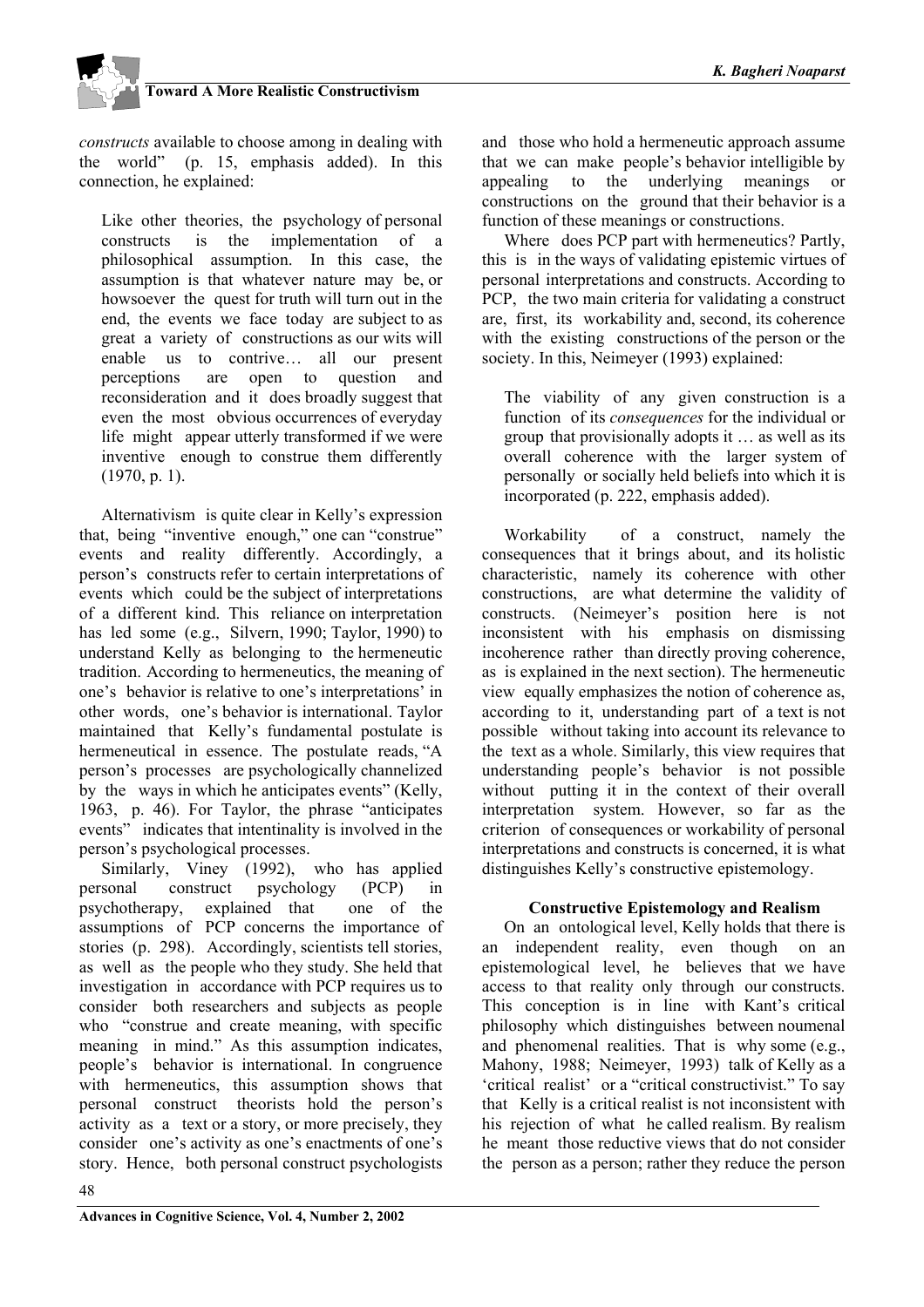*constructs* available to choose among in dealing with the world" (p. 15, emphasis added). In this connection, he explained:

> Like other theories, the psychology of personal constructs is the implementation of a philosophical assumption. In this case, the assumption is that whatever nature may be, or howsoever the quest for truth will turn out in the end, the events we face today are subject to as great a variety of constructions as our wits will enable us to contrive… all our present perceptions are open to question and reconsideration and it does broadly suggest that even the most obvious occurrences of everyday life might appear utterly transformed if we were inventive enough to construe them differently (1970, p. 1).

Alternativism is quite clear in Kelly's expression that, being "inventive enough," one can "construe" events and reality differently. Accordingly, a person's constructs refer to certain interpretations of events which could be the subject of interpretations of a different kind. This reliance on interpretation has led some (e.g., Silvern, 1990; Taylor, 1990) to understand Kelly as belonging to the hermeneutic tradition. According to hermeneutics, the meaning of one's behavior is relative to one's interpretations' in other words, one's behavior is international. Taylor maintained that Kelly's fundamental postulate is hermeneutical in essence. The postulate reads, "A person's processes are psychologically channelized by the ways in which he anticipates events" (Kelly, 1963, p. 46). For Taylor, the phrase "anticipates events" indicates that intentinality is involved in the person's psychological processes.

Similarly, Viney (1992), who has applied personal construct psychology (PCP) in psychotherapy, explained that one of the assumptions of PCP concerns the importance of stories (p. 298). Accordingly, scientists tell stories, as well as the people who they study. She held that investigation in accordance with PCP requires us to consider both researchers and subjects as people who "construe and create meaning, with specific meaning in mind." As this assumption indicates, people's behavior is international. In congruence with hermeneutics, this assumption shows that personal construct theorists hold the person's activity as a text or a story, or more precisely, they consider one's activity as one's enactments of one's story. Hence, both personal construct psychologists and those who hold a hermeneutic approach assume that we can make people's behavior intelligible by appealing to the underlying meanings or constructions on the ground that their behavior is a function of these meanings or constructions.

Where does PCP part with hermeneutics? Partly, this is in the ways of validating epistemic virtues of personal interpretations and constructs. According to PCP, the two main criteria for validating a construct are, first, its workability and, second, its coherence with the existing constructions of the person or the society. In this, Neimeyer (1993) explained:

> The viability of any given construction is a function of its *consequences* for the individual or group that provisionally adopts it … as well as its overall coherence with the larger system of personally or socially held beliefs into which it is incorporated (p. 222, emphasis added).

Workability of a construct, namely the consequences that it brings about, and its holistic characteristic, namely its coherence with other constructions, are what determine the validity of constructs. (Neimeyer's position here is not inconsistent with his emphasis on dismissing incoherence rather than directly proving coherence, as is explained in the next section). The hermeneutic view equally emphasizes the notion of coherence as, according to it, understanding part of a text is not possible without taking into account its relevance to the text as a whole. Similarly, this view requires that understanding people's behavior is not possible without putting it in the context of their overall interpretation system. However, so far as the criterion of consequences or workability of personal interpretations and constructs is concerned, it is what distinguishes Kelly's constructive epistemology.

## Constructive Epistemology and Realism

On an ontological level, Kelly holds that there is an independent reality, even though on an epistemological level, he believes that we have access to that reality only through our constructs. This conception is in line with Kant's critical philosophy which distinguishes between noumenal and phenomenal realities. That is why some (e.g., Mahony, 1988; Neimeyer, 1993) talk of Kelly as a 'critical realist' or a "critical constructivist." To say that Kelly is a critical realist is not inconsistent with his rejection of what he called realism. By realism he meant those reductive views that do not consider the person as a person; rather they reduce the person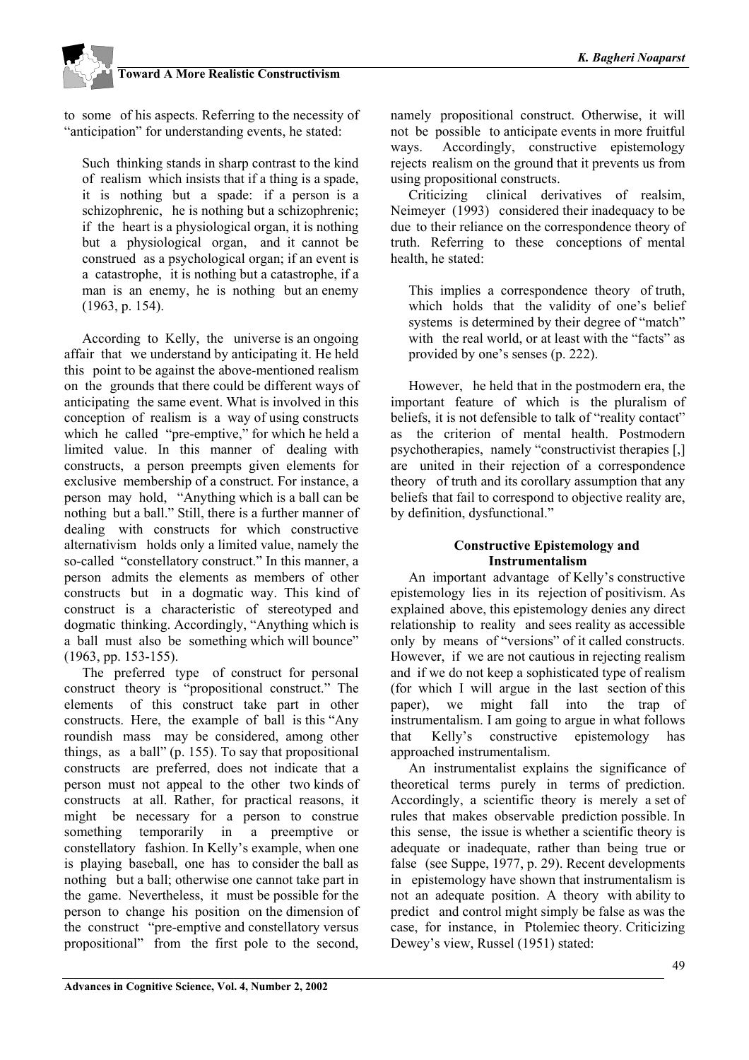to some of his aspects. Referring to the necessity of "anticipation" for understanding events, he stated:

> Such thinking stands in sharp contrast to the kind of realism which insists that if a thing is a spade, it is nothing but a spade: if a person is a schizophrenic, he is nothing but a schizophrenic; if the heart is a physiological organ, it is nothing but a physiological organ, and it cannot be construed as a psychological organ; if an event is a catastrophe, it is nothing but a catastrophe, if a man is an enemy, he is nothing but an enemy (1963, p. 154).

According to Kelly, the universe is an ongoing affair that we understand by anticipating it. He held this point to be against the above-mentioned realism on the grounds that there could be different ways of anticipating the same event. What is involved in this conception of realism is a way of using constructs which he called "pre-emptive," for which he held a limited value. In this manner of dealing with constructs, a person preempts given elements for exclusive membership of a construct. For instance, a person may hold, "Anything which is a ball can be nothing but a ball." Still, there is a further manner of dealing with constructs for which constructive alternativism holds only a limited value, namely the so-called "constellatory construct." In this manner, a person admits the elements as members of other constructs but in a dogmatic way. This kind of construct is a characteristic of stereotyped and dogmatic thinking. Accordingly, "Anything which is a ball must also be something which will bounce" (1963, pp. 153-155).

The preferred type of construct for personal construct theory is "propositional construct." The elements of this construct take part in other constructs. Here, the example of ball is this "Any roundish mass may be considered, among other things, as a ball" (p. 155). To say that propositional constructs are preferred, does not indicate that a person must not appeal to the other two kinds of constructs at all. Rather, for practical reasons, it might be necessary for a person to construe something temporarily in a preemptive or constellatory fashion. In Kelly's example, when one is playing baseball, one has to consider the ball as nothing but a ball; otherwise one cannot take part in the game. Nevertheless, it must be possible for the person to change his position on the dimension of the construct "pre-emptive and constellatory versus propositional" from the first pole to the second, namely propositional construct. Otherwise, it will not be possible to anticipate events in more fruitful ways. Accordingly, constructive epistemology rejects realism on the ground that it prevents us from using propositional constructs.

Criticizing clinical derivatives of realsim, Neimeyer (1993) considered their inadequacy to be due to their reliance on the correspondence theory of truth. Referring to these conceptions of mental health, he stated:

> This implies a correspondence theory of truth, which holds that the validity of one's belief systems is determined by their degree of "match" with the real world, or at least with the "facts" as provided by one's senses (p. 222).

However, he held that in the postmodern era, the important feature of which is the pluralism of beliefs, it is not defensible to talk of "reality contact" as the criterion of mental health. Postmodern psychotherapies, namely "constructivist therapies [,] are united in their rejection of a correspondence theory of truth and its corollary assumption that any beliefs that fail to correspond to objective reality are, by definition, dysfunctional."

## Constructive Epistemology and Instrumentalism

An important advantage of Kelly's constructive epistemology lies in its rejection of positivism. As explained above, this epistemology denies any direct relationship to reality and sees reality as accessible only by means of "versions" of it called constructs. However, if we are not cautious in rejecting realism and if we do not keep a sophisticated type of realism (for which I will argue in the last section of this paper), we might fall into the trap of instrumentalism. I am going to argue in what follows that Kelly's constructive epistemology has approached instrumentalism.

An instrumentalist explains the significance of theoretical terms purely in terms of prediction. Accordingly, a scientific theory is merely a set of rules that makes observable prediction possible. In this sense, the issue is whether a scientific theory is adequate or inadequate, rather than being true or false (see Suppe, 1977, p. 29). Recent developments in epistemology have shown that instrumentalism is not an adequate position. A theory with ability to predict and control might simply be false as was the case, for instance, in Ptolemiec theory. Criticizing Dewey's view, Russel (1951) stated: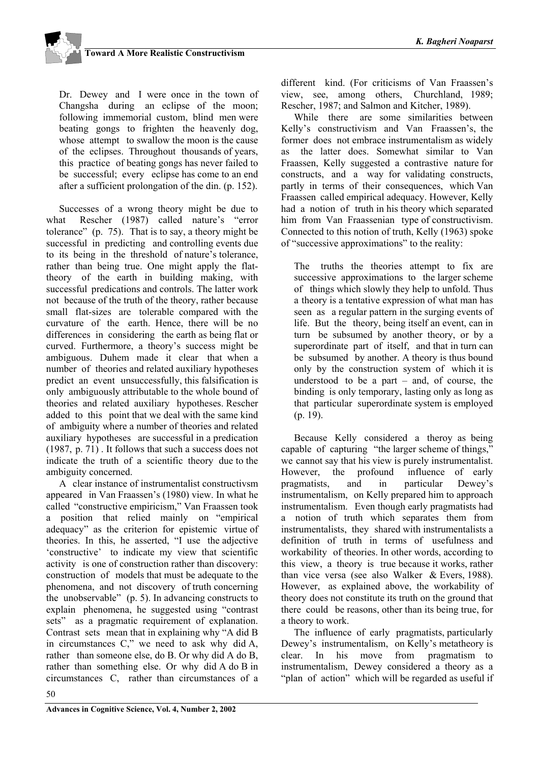> Dr. Dewey and I were once in the town of Changsha during an eclipse of the moon; following immemorial custom, blind men were beating gongs to frighten the heavenly dog, whose attempt to swallow the moon is the cause of the eclipses. Throughout thousands of years, this practice of beating gongs has never failed to be successful; every eclipse has come to an end after a sufficient prolongation of the din. (p. 152).

Successes of a wrong theory might be due to what Rescher (1987) called nature's "error tolerance" (p. 75). That is to say, a theory might be successful in predicting and controlling events due to its being in the threshold of nature's tolerance, rather than being true. One might apply the flat-theory of the earth in building making, with successful predications and controls. The latter work not because of the truth of the theory, rather because small flat-sizes are tolerable compared with the curvature of the earth. Hence, there will be no differences in considering the earth as being flat or curved. Furthermore, a theory's success might be ambiguous. Duhem made it clear that when a number of theories and related auxiliary hypotheses predict an event unsuccessfully, this falsification is only ambiguously attributable to the whole bound of theories and related auxiliary hypotheses. Rescher added to this point that we deal with the same kind of ambiguity where a number of theories and related auxiliary hypotheses are successful in a predication (1987, p. 71) . It follows that such a success does not indicate the truth of a scientific theory due to the ambiguity concerned.

A clear instance of instrumentalist constructivsm appeared in Van Fraassen's (1980) view. In what he called "constructive empiricism," Van Fraassen took a position that relied mainly on "empirical adequacy" as the criterion for epistemic virtue of theories. In this, he asserted, "I use the adjective 'constructive' to indicate my view that scientific activity is one of construction rather than discovery: construction of models that must be adequate to the phenomena, and not discovery of truth concerning the unobservable" (p. 5). In advancing constructs to explain phenomena, he suggested using "contrast sets" as a pragmatic requirement of explanation. Contrast sets mean that in explaining why "A did B in circumstances C," we need to ask why did A, rather than someone else, do B. Or why did A do B, rather than something else. Or why did A do B in circumstances C, rather than circumstances of a different kind. (For criticisms of Van Fraassen's view, see, among others, Churchland, 1989; Rescher, 1987; and Salmon and Kitcher, 1989).

While there are some similarities between Kelly's constructivism and Van Fraassen's, the former does not embrace instrumentalism as widely as the latter does. Somewhat similar to Van Fraassen, Kelly suggested a contrastive nature for constructs, and a way for validating constructs, partly in terms of their consequences, which Van Fraassen called empirical adequacy. However, Kelly had a notion of truth in his theory which separated him from Van Fraassenian type of constructivism. Connected to this notion of truth, Kelly (1963) spoke of "successive approximations" to the reality:

> The truths the theories attempt to fix are successive approximations to the larger scheme of things which slowly they help to unfold. Thus a theory is a tentative expression of what man has seen as a regular pattern in the surging events of life. But the theory, being itself an event, can in turn be subsumed by another theory, or by a superordinate part of itself, and that in turn can be subsumed by another. A theory is thus bound only by the construction system of which it is understood to be a part – and, of course, the binding is only temporary, lasting only as long as that particular superordinate system is employed (p. 19).

Because Kelly considered a theroy as being capable of capturing "the larger scheme of things," we cannot say that his view is purely instrumentalist. However, the profound influence of early pragmatists, and in particular Dewey's instrumentalism, on Kelly prepared him to approach instrumentalism. Even though early pragmatists had a notion of truth which separates them from instrumentalists, they shared with instrumentalists a definition of truth in terms of usefulness and workability of theories. In other words, according to this view, a theory is true because it works, rather than vice versa (see also Walker & Evers, 1988). However, as explained above, the workability of theory does not constitute its truth on the ground that there could be reasons, other than its being true, for a theory to work.

The influence of early pragmatists, particularly Dewey's instrumentalism, on Kelly's metatheory is clear. In his move from pragmatism to instrumentalism, Dewey considered a theory as a "plan of action" which will be regarded as useful if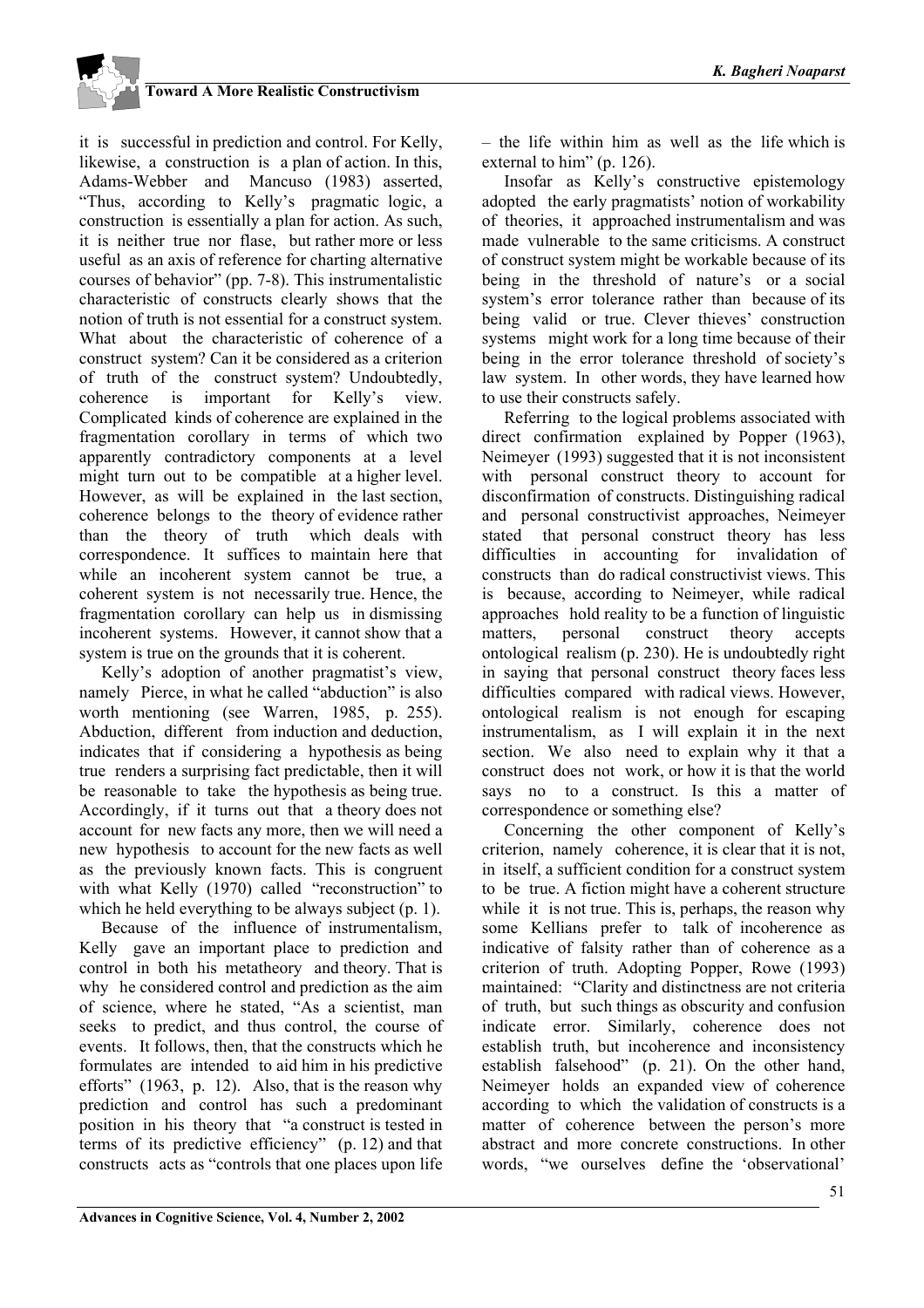it is successful in prediction and control. For Kelly, likewise, a construction is a plan of action. In this, Adams-Webber and Mancuso (1983) asserted, "Thus, according to Kelly's pragmatic logic, a construction is essentially a plan for action. As such, it is neither true nor flase, but rather more or less useful as an axis of reference for charting alternative courses of behavior" (pp. 7-8). This instrumentalistic characteristic of constructs clearly shows that the notion of truth is not essential for a construct system. What about the characteristic of coherence of a construct system? Can it be considered as a criterion of truth of the construct system? Undoubtedly, coherence is important for Kelly's view. Complicated kinds of coherence are explained in the fragmentation corollary in terms of which two apparently contradictory components at a level might turn out to be compatible at a higher level. However, as will be explained in the last section, coherence belongs to the theory of evidence rather than the theory of truth which deals with correspondence. It suffices to maintain here that while an incoherent system cannot be true, a coherent system is not necessarily true. Hence, the fragmentation corollary can help us in dismissing incoherent systems. However, it cannot show that a system is true on the grounds that it is coherent.

Kelly's adoption of another pragmatist's view, namely Pierce, in what he called "abduction" is also worth mentioning (see Warren, 1985, p. 255). Abduction, different from induction and deduction, indicates that if considering a hypothesis as being true renders a surprising fact predictable, then it will be reasonable to take the hypothesis as being true. Accordingly, if it turns out that a theory does not account for new facts any more, then we will need a new hypothesis to account for the new facts as well as the previously known facts. This is congruent with what Kelly (1970) called "reconstruction" to which he held everything to be always subject (p. 1).

Because of the influence of instrumentalism, Kelly gave an important place to prediction and control in both his metatheory and theory. That is why he considered control and prediction as the aim of science, where he stated, "As a scientist, man seeks to predict, and thus control, the course of events. It follows, then, that the constructs which he formulates are intended to aid him in his predictive efforts" (1963, p. 12). Also, that is the reason why prediction and control has such a predominant position in his theory that "a construct is tested in terms of its predictive efficiency" (p. 12) and that constructs acts as "controls that one places upon life – the life within him as well as the life which is external to him" (p. 126).

Insofar as Kelly's constructive epistemology adopted the early pragmatists' notion of workability of theories, it approached instrumentalism and was made vulnerable to the same criticisms. A construct of construct system might be workable because of its being in the threshold of nature's or a social system's error tolerance rather than because of its being valid or true. Clever thieves' construction systems might work for a long time because of their being in the error tolerance threshold of society's law system. In other words, they have learned how to use their constructs safely.

Referring to the logical problems associated with direct confirmation explained by Popper (1963), Neimeyer (1993) suggested that it is not inconsistent with personal construct theory to account for disconfirmation of constructs. Distinguishing radical and personal constructivist approaches, Neimeyer stated that personal construct theory has less difficulties in accounting for invalidation of constructs than do radical constructivist views. This is because, according to Neimeyer, while radical approaches hold reality to be a function of linguistic matters, personal construct theory accepts ontological realism (p. 230). He is undoubtedly right in saying that personal construct theory faces less difficulties compared with radical views. However, ontological realism is not enough for escaping instrumentalism, as I will explain it in the next section. We also need to explain why it that a construct does not work, or how it is that the world says no to a construct. Is this a matter of correspondence or something else?

Concerning the other component of Kelly's criterion, namely coherence, it is clear that it is not, in itself, a sufficient condition for a construct system to be true. A fiction might have a coherent structure while it is not true. This is, perhaps, the reason why some Kellians prefer to talk of incoherence as indicative of falsity rather than of coherence as a criterion of truth. Adopting Popper, Rowe (1993) maintained: "Clarity and distinctness are not criteria of truth, but such things as obscurity and confusion indicate error. Similarly, coherence does not establish truth, but incoherence and inconsistency establish falsehood" (p. 21). On the other hand, Neimeyer holds an expanded view of coherence according to which the validation of constructs is a matter of coherence between the person's more abstract and more concrete constructions. In other words, "we ourselves define the 'observational'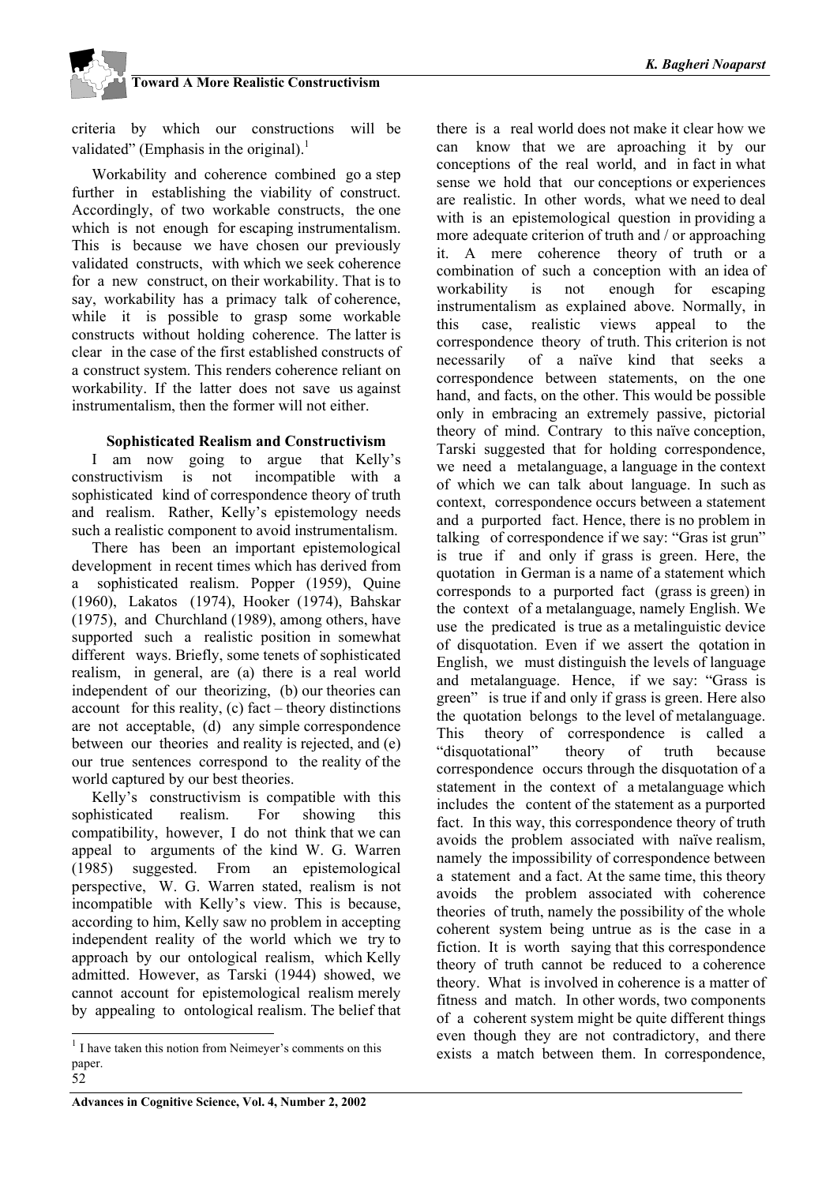criteria by which our constructions will be validated" (Emphasis in the original).[1]

Workability and coherence combined go a step further in establishing the viability of construct. Accordingly, of two workable constructs, the one which is not enough for escaping instrumentalism. This is because we have chosen our previously validated constructs, with which we seek coherence for a new construct, on their workability. That is to say, workability has a primacy talk of coherence, while it is possible to grasp some workable constructs without holding coherence. The latter is clear in the case of the first established constructs of a construct system. This renders coherence reliant on workability. If the latter does not save us against instrumentalism, then the former will not either.

### Sophisticated Realism and Constructivism

I am now going to argue that Kelly's constructivism is not incompatible with a sophisticated kind of correspondence theory of truth and realism. Rather, Kelly's epistemology needs such a realistic component to avoid instrumentalism.

There has been an important epistemological development in recent times which has derived from a sophisticated realism. Popper (1959), Quine (1960), Lakatos (1974), Hooker (1974), Bahskar (1975), and Churchland (1989), among others, have supported such a realistic position in somewhat different ways. Briefly, some tenets of sophisticated realism, in general, are (a) there is a real world independent of our theorizing, (b) our theories can account for this reality, (c) fact – theory distinctions are not acceptable, (d) any simple correspondence between our theories and reality is rejected, and (e) our true sentences correspond to the reality of the world captured by our best theories.

Kelly's constructivism is compatible with this sophisticated realism. For showing this compatibility, however, I do not think that we can appeal to arguments of the kind W. G. Warren (1985) suggested. From an epistemological perspective, W. G. Warren stated, realism is not incompatible with Kelly's view. This is because, according to him, Kelly saw no problem in accepting independent reality of the world which we try to approach by our ontological realism, which Kelly admitted. However, as Tarski (1944) showed, we cannot account for epistemological realism merely by appealing to ontological realism. The belief that there is a real world does not make it clear how we can know that we are aproaching it by our conceptions of the real world, and in fact in what sense we hold that our conceptions or experiences are realistic. In other words, what we need to deal with is an epistemological question in providing a more adequate criterion of truth and / or approaching it. A mere coherence theory of truth or a combination of such a conception with an idea of workability is not enough for escaping instrumentalism as explained above. Normally, in this case, realistic views appeal to the correspondence theory of truth. This criterion is not necessarily of a naïve kind that seeks a correspondence between statements, on the one hand, and facts, on the other. This would be possible only in embracing an extremely passive, pictorial theory of mind. Contrary to this naïve conception, Tarski suggested that for holding correspondence, we need a metalanguage, a language in the context of which we can talk about language. In such as context, correspondence occurs between a statement and a purported fact. Hence, there is no problem in talking of correspondence if we say: "Gras ist grun" is true if and only if grass is green. Here, the quotation in German is a name of a statement which corresponds to a purported fact (grass is green) in the context of a metalanguage, namely English. We use the predicated is true as a metalinguistic device of disquotation. Even if we assert the qotation in English, we must distinguish the levels of language and metalanguage. Hence, if we say: "Grass is green" is true if and only if grass is green. Here also the quotation belongs to the level of metalanguage. This theory of correspondence is called a "disquotational" theory of truth because correspondence occurs through the disquotation of a statement in the context of a metalanguage which includes the content of the statement as a purported fact. In this way, this correspondence theory of truth avoids the problem associated with naïve realism, namely the impossibility of correspondence between a statement and a fact. At the same time, this theory avoids the problem associated with coherence theories of truth, namely the possibility of the whole coherent system being untrue as is the case in a fiction. It is worth saying that this correspondence theory of truth cannot be reduced to a coherence theory. What is involved in coherence is a matter of fitness and match. In other words, two components of a coherent system might be quite different things even though they are not contradictory, and there exists a match between them. In correspondence,

[1] I have taken this notion from Neimeyer's comments on this paper.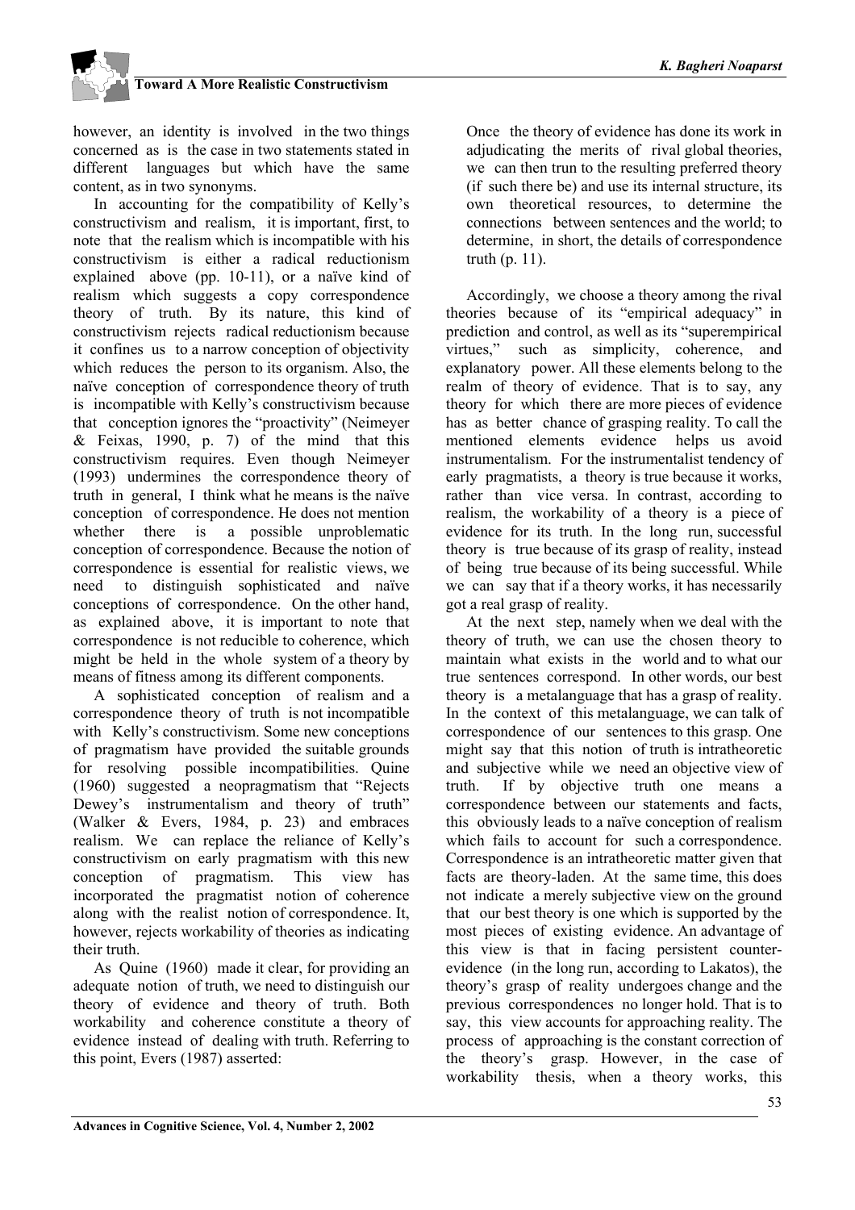however, an identity is involved in the two things concerned as is the case in two statements stated in different languages but which have the same content, as in two synonyms.

In accounting for the compatibility of Kelly's constructivism and realism, it is important, first, to note that the realism which is incompatible with his constructivism is either a radical reductionism explained above (pp. 10-11), or a naïve kind of realism which suggests a copy correspondence theory of truth. By its nature, this kind of constructivism rejects radical reductionism because it confines us to a narrow conception of objectivity which reduces the person to its organism. Also, the naïve conception of correspondence theory of truth is incompatible with Kelly's constructivism because that conception ignores the "proactivity" (Neimeyer & Feixas, 1990, p. 7) of the mind that this constructivism requires. Even though Neimeyer (1993) undermines the correspondence theory of truth in general, I think what he means is the naïve conception of correspondence. He does not mention whether there is a possible unproblematic conception of correspondence. Because the notion of correspondence is essential for realistic views, we need to distinguish sophisticated and naïve conceptions of correspondence. On the other hand, as explained above, it is important to note that correspondence is not reducible to coherence, which might be held in the whole system of a theory by means of fitness among its different components.

A sophisticated conception of realism and a correspondence theory of truth is not incompatible with Kelly's constructivism. Some new conceptions of pragmatism have provided the suitable grounds for resolving possible incompatibilities. Quine (1960) suggested a neopragmatism that "Rejects Dewey's instrumentalism and theory of truth" (Walker & Evers, 1984, p. 23) and embraces realism. We can replace the reliance of Kelly's constructivism on early pragmatism with this new conception of pragmatism. This view has incorporated the pragmatist notion of coherence along with the realist notion of correspondence. It, however, rejects workability of theories as indicating their truth.

As Quine (1960) made it clear, for providing an adequate notion of truth, we need to distinguish our theory of evidence and theory of truth. Both workability and coherence constitute a theory of evidence instead of dealing with truth. Referring to this point, Evers (1987) asserted:

> Once the theory of evidence has done its work in adjudicating the merits of rival global theories, we can then trun to the resulting preferred theory (if such there be) and use its internal structure, its own theoretical resources, to determine the connections between sentences and the world; to determine, in short, the details of correspondence truth (p. 11).

Accordingly, we choose a theory among the rival theories because of its "empirical adequacy" in prediction and control, as well as its "superempirical virtues," such as simplicity, coherence, and explanatory power. All these elements belong to the realm of theory of evidence. That is to say, any theory for which there are more pieces of evidence has as better chance of grasping reality. To call the mentioned elements evidence helps us avoid instrumentalism. For the instrumentalist tendency of early pragmatists, a theory is true because it works, rather than vice versa. In contrast, according to realism, the workability of a theory is a piece of evidence for its truth. In the long run, successful theory is true because of its grasp of reality, instead of being true because of its being successful. While we can say that if a theory works, it has necessarily got a real grasp of reality.

At the next step, namely when we deal with the theory of truth, we can use the chosen theory to maintain what exists in the world and to what our true sentences correspond. In other words, our best theory is a metalanguage that has a grasp of reality. In the context of this metalanguage, we can talk of correspondence of our sentences to this grasp. One might say that this notion of truth is intratheoretic and subjective while we need an objective view of truth. If by objective truth one means a correspondence between our statements and facts, this obviously leads to a naïve conception of realism which fails to account for such a correspondence. Correspondence is an intratheoretic matter given that facts are theory-laden. At the same time, this does not indicate a merely subjective view on the ground that our best theory is one which is supported by the most pieces of existing evidence. An advantage of this view is that in facing persistent counter-evidence (in the long run, according to Lakatos), the theory's grasp of reality undergoes change and the previous correspondences no longer hold. That is to say, this view accounts for approaching reality. The process of approaching is the constant correction of the theory's grasp. However, in the case of workability thesis, when a theory works, this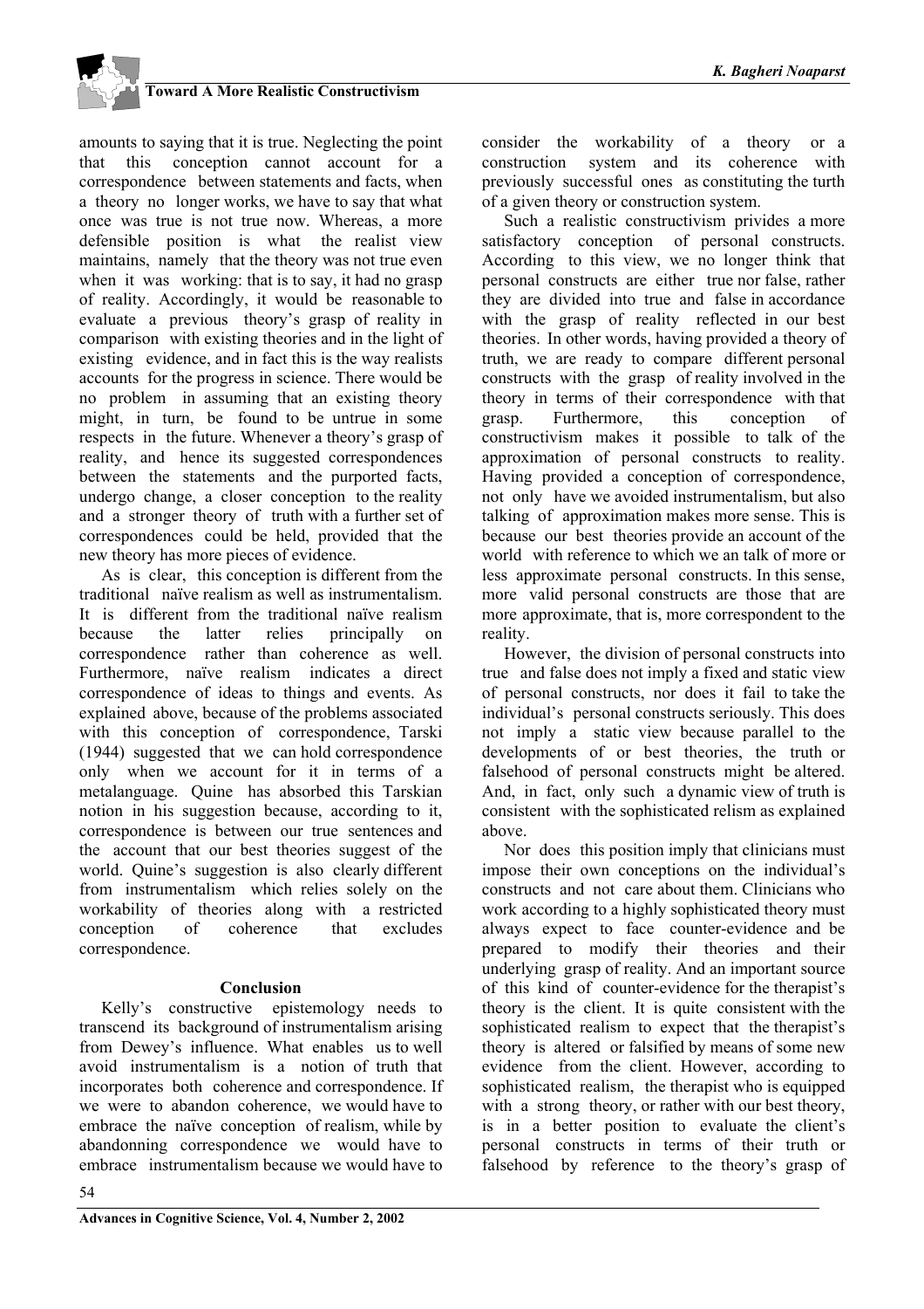amounts to saying that it is true. Neglecting the point that this conception cannot account for a correspondence between statements and facts, when a theory no longer works, we have to say that what once was true is not true now. Whereas, a more defensible position is what the realist view maintains, namely that the theory was not true even when it was working: that is to say, it had no grasp of reality. Accordingly, it would be reasonable to evaluate a previous theory's grasp of reality in comparison with existing theories and in the light of existing evidence, and in fact this is the way realists accounts for the progress in science. There would be no problem in assuming that an existing theory might, in turn, be found to be untrue in some respects in the future. Whenever a theory's grasp of reality, and hence its suggested correspondences between the statements and the purported facts, undergo change, a closer conception to the reality and a stronger theory of truth with a further set of correspondences could be held, provided that the new theory has more pieces of evidence.

As is clear, this conception is different from the traditional naïve realism as well as instrumentalism. It is different from the traditional naïve realism because the latter relies principally on correspondence rather than coherence as well. Furthermore, naïve realism indicates a direct correspondence of ideas to things and events. As explained above, because of the problems associated with this conception of correspondence, Tarski (1944) suggested that we can hold correspondence only when we account for it in terms of a metalanguage. Quine has absorbed this Tarskian notion in his suggestion because, according to it, correspondence is between our true sentences and the account that our best theories suggest of the world. Quine's suggestion is also clearly different from instrumentalism which relies solely on the workability of theories along with a restricted conception of coherence that excludes correspondence.

## Conclusion

Kelly's constructive epistemology needs to transcend its background of instrumentalism arising from Dewey's influence. What enables us to well avoid instrumentalism is a notion of truth that incorporates both coherence and correspondence. If we were to abandon coherence, we would have to embrace the naïve conception of realism, while by abandonning correspondence we would have to embrace instrumentalism because we would have to consider the workability of a theory or a construction system and its coherence with previously successful ones as constituting the turth of a given theory or construction system.

Such a realistic constructivism privides a more satisfactory conception of personal constructs. According to this view, we no longer think that personal constructs are either true nor false, rather they are divided into true and false in accordance with the grasp of reality reflected in our best theories. In other words, having provided a theory of truth, we are ready to compare different personal constructs with the grasp of reality involved in the theory in terms of their correspondence with that grasp. Furthermore, this conception of constructivism makes it possible to talk of the approximation of personal constructs to reality. Having provided a conception of correspondence, not only have we avoided instrumentalism, but also talking of approximation makes more sense. This is because our best theories provide an account of the world with reference to which we an talk of more or less approximate personal constructs. In this sense, more valid personal constructs are those that are more approximate, that is, more correspondent to the reality.

However, the division of personal constructs into true and false does not imply a fixed and static view of personal constructs, nor does it fail to take the individual's personal constructs seriously. This does not imply a static view because parallel to the developments of or best theories, the truth or falsehood of personal constructs might be altered. And, in fact, only such a dynamic view of truth is consistent with the sophisticated relism as explained above.

Nor does this position imply that clinicians must impose their own conceptions on the individual's constructs and not care about them. Clinicians who work according to a highly sophisticated theory must always expect to face counter-evidence and be prepared to modify their theories and their underlying grasp of reality. And an important source of this kind of counter-evidence for the therapist's theory is the client. It is quite consistent with the sophisticated realism to expect that the therapist's theory is altered or falsified by means of some new evidence from the client. However, according to sophisticated realism, the therapist who is equipped with a strong theory, or rather with our best theory, is in a better position to evaluate the client's personal constructs in terms of their truth or falsehood by reference to the theory's grasp of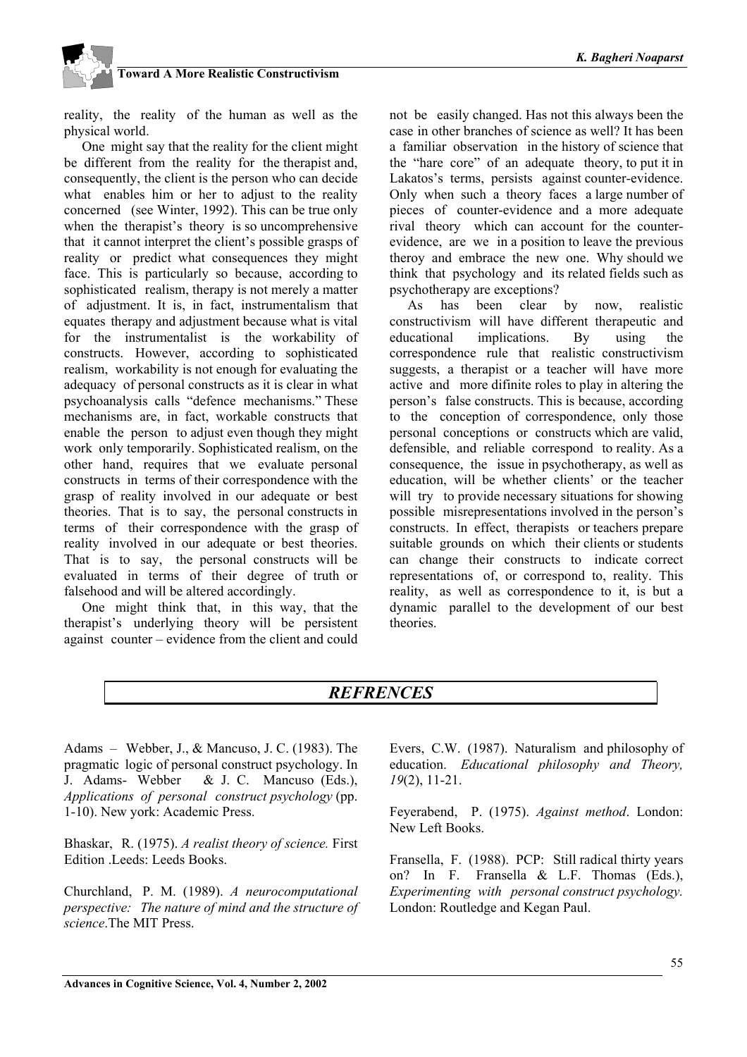reality, the reality of the human as well as the physical world.

One might say that the reality for the client might be different from the reality for the therapist and, consequently, the client is the person who can decide what enables him or her to adjust to the reality concerned (see Winter, 1992). This can be true only when the therapist's theory is so uncomprehensive that it cannot interpret the client's possible grasps of reality or predict what consequences they might face. This is particularly so because, according to sophisticated realism, therapy is not merely a matter of adjustment. It is, in fact, instrumentalism that equates therapy and adjustment because what is vital for the instrumentalist is the workability of constructs. However, according to sophisticated realism, workability is not enough for evaluating the adequacy of personal constructs as it is clear in what psychoanalysis calls "defence mechanisms." These mechanisms are, in fact, workable constructs that enable the person to adjust even though they might work only temporarily. Sophisticated realism, on the other hand, requires that we evaluate personal constructs in terms of their correspondence with the grasp of reality involved in our adequate or best theories. That is to say, the personal constructs in terms of their correspondence with the grasp of reality involved in our adequate or best theories. That is to say, the personal constructs will be evaluated in terms of their degree of truth or falsehood and will be altered accordingly.

One might think that, in this way, that the therapist's underlying theory will be persistent against counter – evidence from the client and could not be easily changed. Has not this always been the case in other branches of science as well? It has been a familiar observation in the history of science that the "hare core" of an adequate theory, to put it in Lakatos's terms, persists against counter-evidence. Only when such a theory faces a large number of pieces of counter-evidence and a more adequate rival theory which can account for the counter-evidence, are we in a position to leave the previous theroy and embrace the new one. Why should we think that psychology and its related fields such as psychotherapy are exceptions?

As has been clear by now, realistic constructivism will have different therapeutic and educational implications. By using the correspondence rule that realistic constructivism suggests, a therapist or a teacher will have more active and more difinite roles to play in altering the person's false constructs. This is because, according to the conception of correspondence, only those personal conceptions or constructs which are valid, defensible, and reliable correspond to reality. As a consequence, the issue in psychotherapy, as well as education, will be whether clients' or the teacher will try to provide necessary situations for showing possible misrepresentations involved in the person's constructs. In effect, therapists or teachers prepare suitable grounds on which their clients or students can change their constructs to indicate correct representations of, or correspond to, reality. This reality, as well as correspondence to it, is but a dynamic parallel to the development of our best theories.

## *REFRENCES*

Adams – Webber, J., & Mancuso, J. C. (1983). The pragmatic logic of personal construct psychology. In J. Adams- Webber & J. C. Mancuso (Eds.), *Applications of personal construct psychology* (pp. 1-10). New york: Academic Press.

Bhaskar, R. (1975). *A realist theory of science.* First Edition .Leeds: Leeds Books.

Churchland, P. M. (1989). *A neurocomputational perspective: The nature of mind and the structure of science*.The MIT Press.

Evers, C.W. (1987). Naturalism and philosophy of education. *Educational philosophy and Theory, 19*(2), 11-21.

Feyerabend, P. (1975). *Against method*. London: New Left Books.

Fransella, F. (1988). PCP: Still radical thirty years on? In F. Fransella & L.F. Thomas (Eds.), *Experimenting with personal construct psychology.* London: Routledge and Kegan Paul.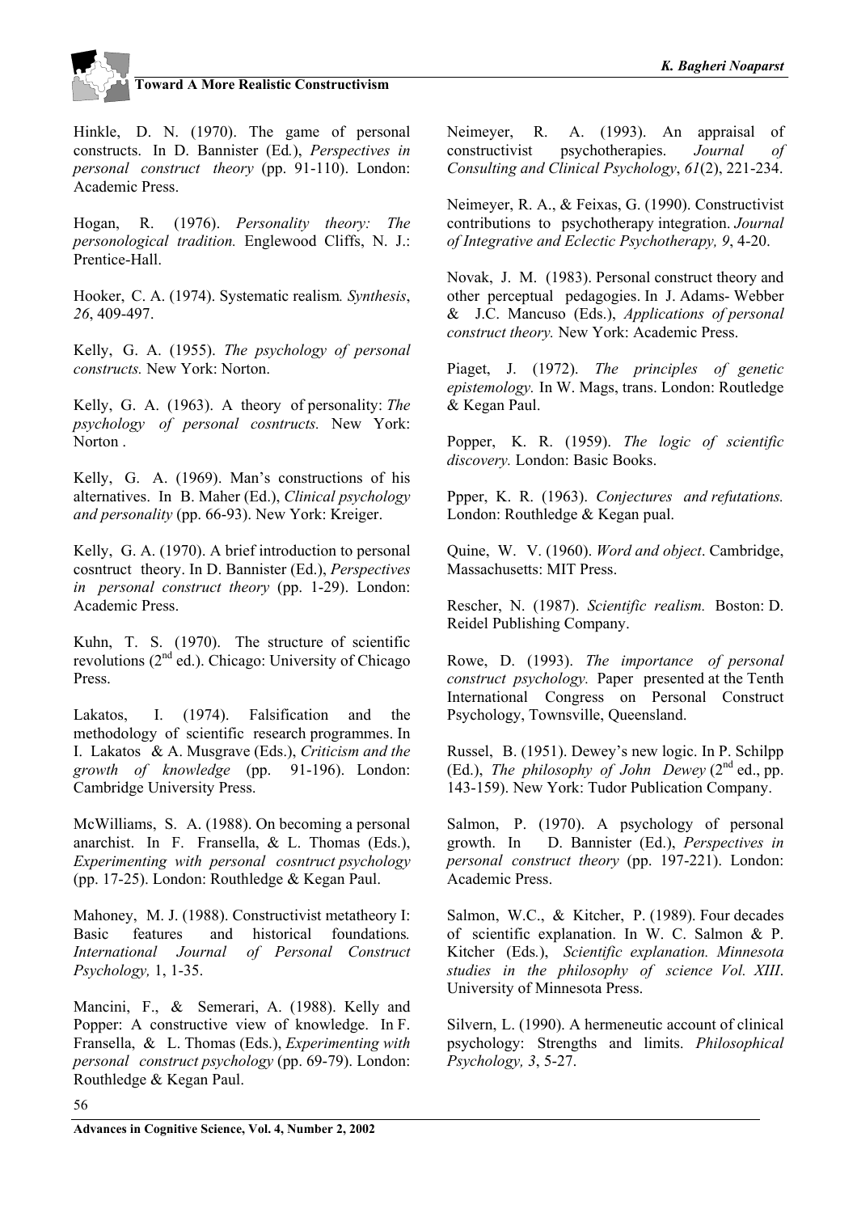Hinkle, D. N. (1970). The game of personal constructs. In D. Bannister (Ed.), *Perspectives in personal construct theory* (pp. 91-110). London: Academic Press.

Hogan, R. (1976). *Personality theory: The personological tradition.* Englewood Cliffs, N. J.: Prentice-Hall.

Hooker, C. A. (1974). Systematic realism*. Synthesis*, *26*, 409-497.

Kelly, G. A. (1955). *The psychology of personal constructs.* New York: Norton.

Kelly, G. A. (1963). A theory of personality: *The psychology of personal cosntructs.* New York: Norton .

Kelly, G. A. (1969). Man's constructions of his alternatives. In B. Maher (Ed.), *Clinical psychology and personality* (pp. 66-93). New York: Kreiger.

Kelly, G. A. (1970). A brief introduction to personal cosntruct theory. In D. Bannister (Ed.), *Perspectives in personal construct theory* (pp. 1-29). London: Academic Press.

Kuhn, T. S. (1970). The structure of scientific revolutions (2nd ed.). Chicago: University of Chicago Press.

Lakatos, I. (1974). Falsification and the methodology of scientific research programmes. In I. Lakatos & A. Musgrave (Eds.), *Criticism and the growth of knowledge* (pp. 91-196). London: Cambridge University Press.

McWilliams, S. A. (1988). On becoming a personal anarchist. In F. Fransella, & L. Thomas (Eds.), *Experimenting with personal cosntruct psychology* (pp. 17-25). London: Routhledge & Kegan Paul.

Mahoney, M. J. (1988). Constructivist metatheory I: Basic features and historical foundations*. International Journal of Personal Construct Psychology,* 1, 1-35.

Mancini, F., & Semerari, A. (1988). Kelly and Popper: A constructive view of knowledge. In F. Fransella, & L. Thomas (Eds.), *Experimenting with personal construct psychology* (pp. 69-79). London: Routhledge & Kegan Paul.

Neimeyer, R. A. (1993). An appraisal of constructivist psychotherapies. *Journal of Consulting and Clinical Psychology*, *61*(2), 221-234.

Neimeyer, R. A., & Feixas, G. (1990). Constructivist contributions to psychotherapy integration. *Journal of Integrative and Eclectic Psychotherapy, 9*, 4-20.

Novak, J. M. (1983). Personal construct theory and other perceptual pedagogies. In J. Adams- Webber & J.C. Mancuso (Eds.), *Applications of personal construct theory.* New York: Academic Press.

Piaget, J. (1972). *The principles of genetic epistemology.* In W. Mags, trans. London: Routledge & Kegan Paul.

Popper, K. R. (1959). *The logic of scientific discovery.* London: Basic Books.

Ppper, K. R. (1963). *Conjectures and refutations.* London: Routhledge & Kegan pual.

Quine, W. V. (1960). *Word and object*. Cambridge, Massachusetts: MIT Press.

Rescher, N. (1987). *Scientific realism.* Boston: D. Reidel Publishing Company.

Rowe, D. (1993). *The importance of personal construct psychology.* Paper presented at the Tenth International Congress on Personal Construct Psychology, Townsville, Queensland.

Russel, B. (1951). Dewey's new logic. In P. Schilpp (Ed.), *The philosophy of John Dewey* (2nd ed., pp. 143-159). New York: Tudor Publication Company.

Salmon, P. (1970). A psychology of personal growth. In D. Bannister (Ed.), *Perspectives in personal construct theory* (pp. 197-221). London: Academic Press.

Salmon, W.C., & Kitcher, P. (1989). Four decades of scientific explanation. In W. C. Salmon & P. Kitcher (Eds*.*), *Scientific explanation. Minnesota studies in the philosophy of science Vol. XIII*. University of Minnesota Press.

Silvern, L. (1990). A hermeneutic account of clinical psychology: Strengths and limits. *Philosophical Psychology, 3*, 5-27.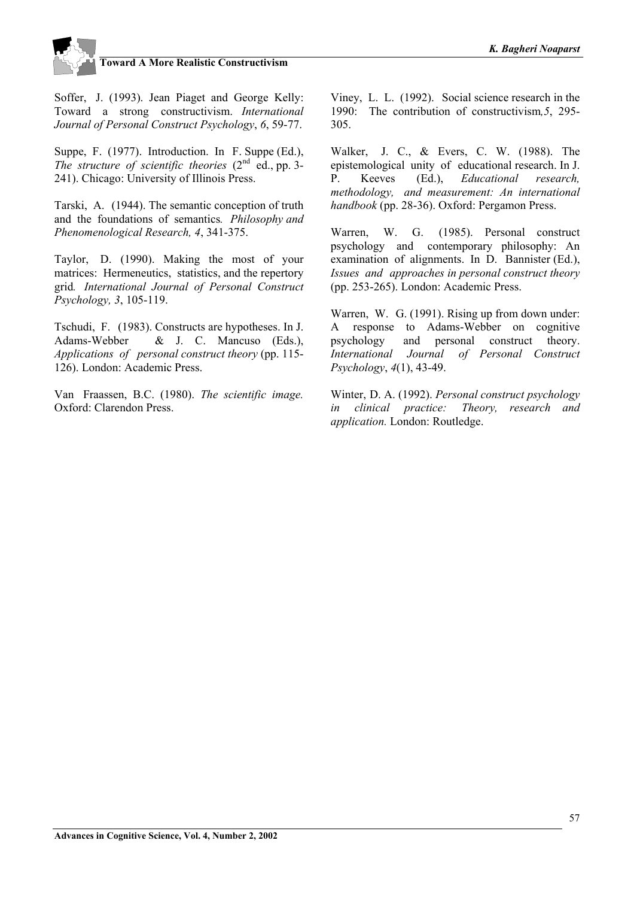Soffer, J. (1993). Jean Piaget and George Kelly: Toward a strong constructivism. *International Journal of Personal Construct Psychology*, *6*, 59-77.

Suppe, F. (1977). Introduction. In F. Suppe (Ed.), *The structure of scientific theories* (2nd ed., pp. 3-241). Chicago: University of Illinois Press.

Tarski, A. (1944). The semantic conception of truth and the foundations of semantics*. Philosophy and Phenomenological Research, 4*, 341-375.

Taylor, D. (1990). Making the most of your matrices: Hermeneutics, statistics, and the repertory grid*. International Journal of Personal Construct Psychology, 3*, 105-119.

Tschudi, F. (1983). Constructs are hypotheses. In J. Adams-Webber & J. C. Mancuso (Eds.), *Applications of personal construct theory* (pp. 115-126). London: Academic Press.

Van Fraassen, B.C. (1980). *The scientific image.* Oxford: Clarendon Press.

Viney, L. L. (1992). Social science research in the 1990: The contribution of constructivism*, 5*, 295-305.

Walker, J. C., & Evers, C. W. (1988). The epistemological unity of educational research. In J. P. Keeves (Ed.), *Educational research, methodology, and measurement: An international handbook* (pp. 28-36). Oxford: Pergamon Press.

Warren, W. G. (1985). Personal construct psychology and contemporary philosophy: An examination of alignments. In D. Bannister (Ed.), *Issues and approaches in personal construct theory* (pp. 253-265). London: Academic Press.

Warren, W. G. (1991). Rising up from down under: A response to Adams-Webber on cognitive psychology and personal construct theory. *International Journal of Personal Construct Psychology*, *4*(1), 43-49.

Winter, D. A. (1992). *Personal construct psychology in clinical practice: Theory, research and application.* London: Routledge.